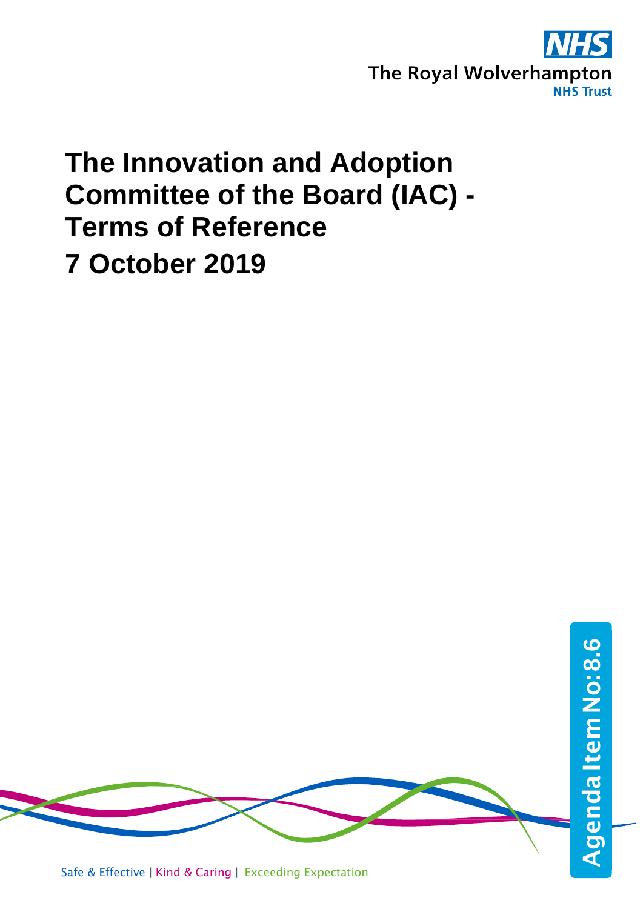The Royal Wolverhampton
NHS Trust

# The Innovation and Adoption Committee of the Board (IAC) - Terms of Reference

# 7 October 2019

Agenda Item No: 8.6

Safe & Effective | Kind & Caring | Exceeding Expectation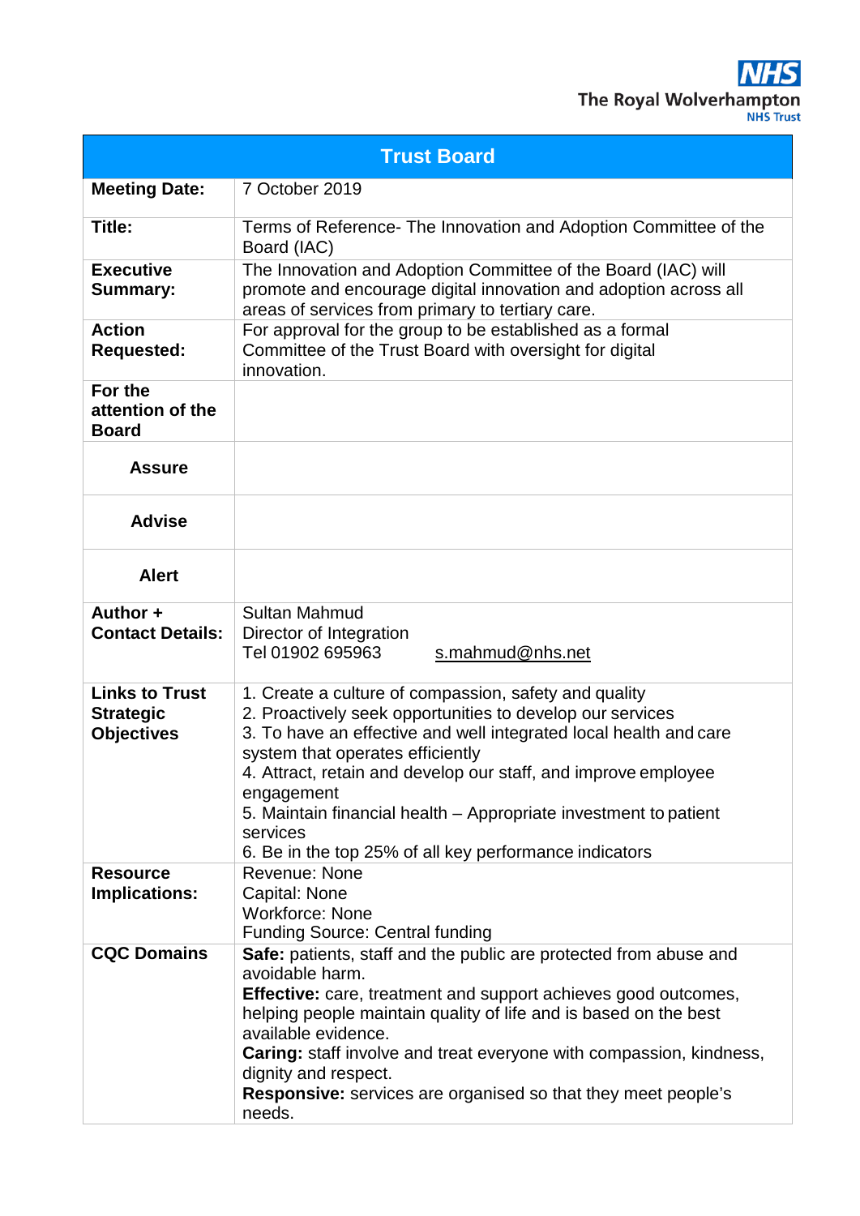| Trust Board | |
|---|---|
| **Meeting Date:** | 7 October 2019 |
| **Title:** | Terms of Reference- The Innovation and Adoption Committee of the Board (IAC) |
| **Executive Summary:** | The Innovation and Adoption Committee of the Board (IAC) will promote and encourage digital innovation and adoption across all areas of services from primary to tertiary care. |
| **Action Requested:** | For approval for the group to be established as a formal Committee of the Trust Board with oversight for digital innovation. |
| **For the attention of the Board** | |
| **Assure** | |
| **Advise** | |
| **Alert** | |
| **Author + Contact Details:** | Sultan Mahmud<br>Director of Integration<br>Tel 01902 695963 s.mahmud@nhs.net |
| **Links to Trust Strategic Objectives** | 1. Create a culture of compassion, safety and quality<br>2. Proactively seek opportunities to develop our services<br>3. To have an effective and well integrated local health and care system that operates efficiently<br>4. Attract, retain and develop our staff, and improve employee engagement<br>5. Maintain financial health – Appropriate investment to patient services<br>6. Be in the top 25% of all key performance indicators |
| **Resource Implications:** | Revenue: None<br>Capital: None<br>Workforce: None<br>Funding Source: Central funding |
| **CQC Domains** | **Safe:** patients, staff and the public are protected from abuse and avoidable harm.<br>**Effective:** care, treatment and support achieves good outcomes, helping people maintain quality of life and is based on the best available evidence.<br>**Caring:** staff involve and treat everyone with compassion, kindness, dignity and respect.<br>**Responsive:** services are organised so that they meet people's needs. |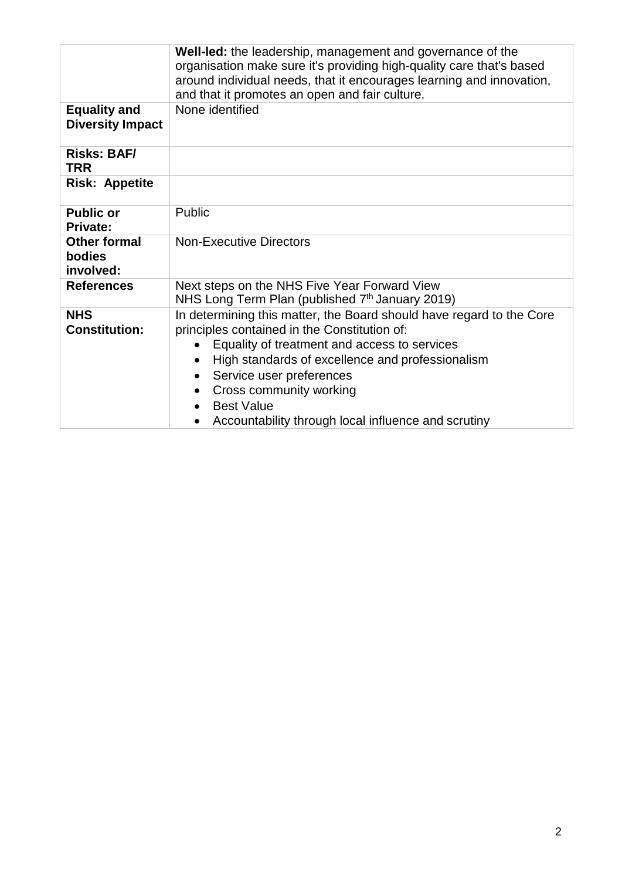| | |
|---|---|
| | **Well-led:** the leadership, management and governance of the organisation make sure it's providing high-quality care that's based around individual needs, that it encourages learning and innovation, and that it promotes an open and fair culture. |
| **Equality and Diversity Impact** | None identified |
| **Risks: BAF/ TRR** | |
| **Risk: Appetite** | |
| **Public or Private:** | Public |
| **Other formal bodies involved:** | Non-Executive Directors |
| **References** | Next steps on the NHS Five Year Forward View<br>NHS Long Term Plan (published 7th January 2019) |
| **NHS Constitution:** | In determining this matter, the Board should have regard to the Core principles contained in the Constitution of:<br>• Equality of treatment and access to services<br>• High standards of excellence and professionalism<br>• Service user preferences<br>• Cross community working<br>• Best Value<br>• Accountability through local influence and scrutiny |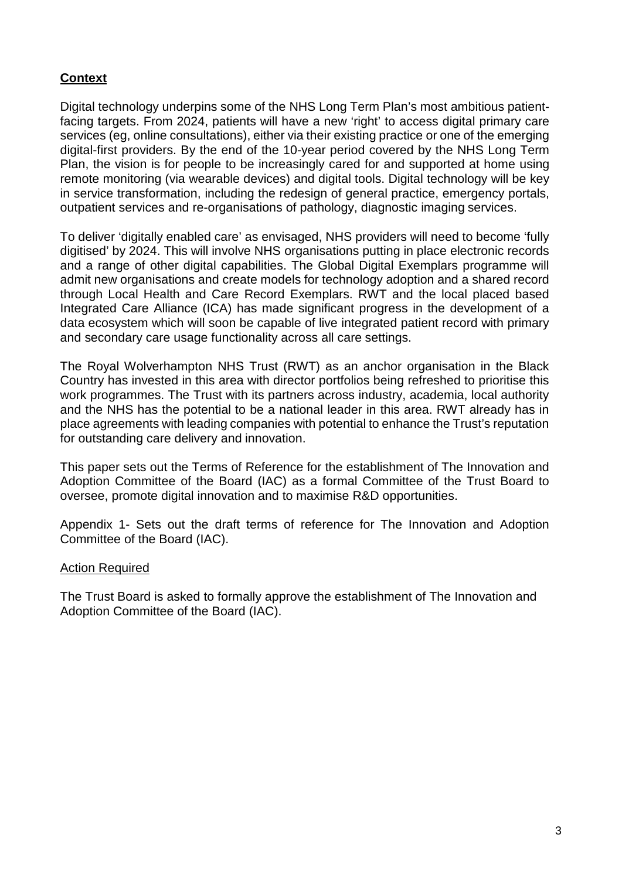## **Context**

Digital technology underpins some of the NHS Long Term Plan's most ambitious patient-facing targets. From 2024, patients will have a new 'right' to access digital primary care services (eg, online consultations), either via their existing practice or one of the emerging digital-first providers. By the end of the 10-year period covered by the NHS Long Term Plan, the vision is for people to be increasingly cared for and supported at home using remote monitoring (via wearable devices) and digital tools. Digital technology will be key in service transformation, including the redesign of general practice, emergency portals, outpatient services and re-organisations of pathology, diagnostic imaging services.

To deliver 'digitally enabled care' as envisaged, NHS providers will need to become 'fully digitised' by 2024. This will involve NHS organisations putting in place electronic records and a range of other digital capabilities. The Global Digital Exemplars programme will admit new organisations and create models for technology adoption and a shared record through Local Health and Care Record Exemplars. RWT and the local placed based Integrated Care Alliance (ICA) has made significant progress in the development of a data ecosystem which will soon be capable of live integrated patient record with primary and secondary care usage functionality across all care settings.

The Royal Wolverhampton NHS Trust (RWT) as an anchor organisation in the Black Country has invested in this area with director portfolios being refreshed to prioritise this work programmes. The Trust with its partners across industry, academia, local authority and the NHS has the potential to be a national leader in this area. RWT already has in place agreements with leading companies with potential to enhance the Trust's reputation for outstanding care delivery and innovation.

This paper sets out the Terms of Reference for the establishment of The Innovation and Adoption Committee of the Board (IAC) as a formal Committee of the Trust Board to oversee, promote digital innovation and to maximise R&D opportunities.

Appendix 1- Sets out the draft terms of reference for The Innovation and Adoption Committee of the Board (IAC).

### Action Required

The Trust Board is asked to formally approve the establishment of The Innovation and Adoption Committee of the Board (IAC).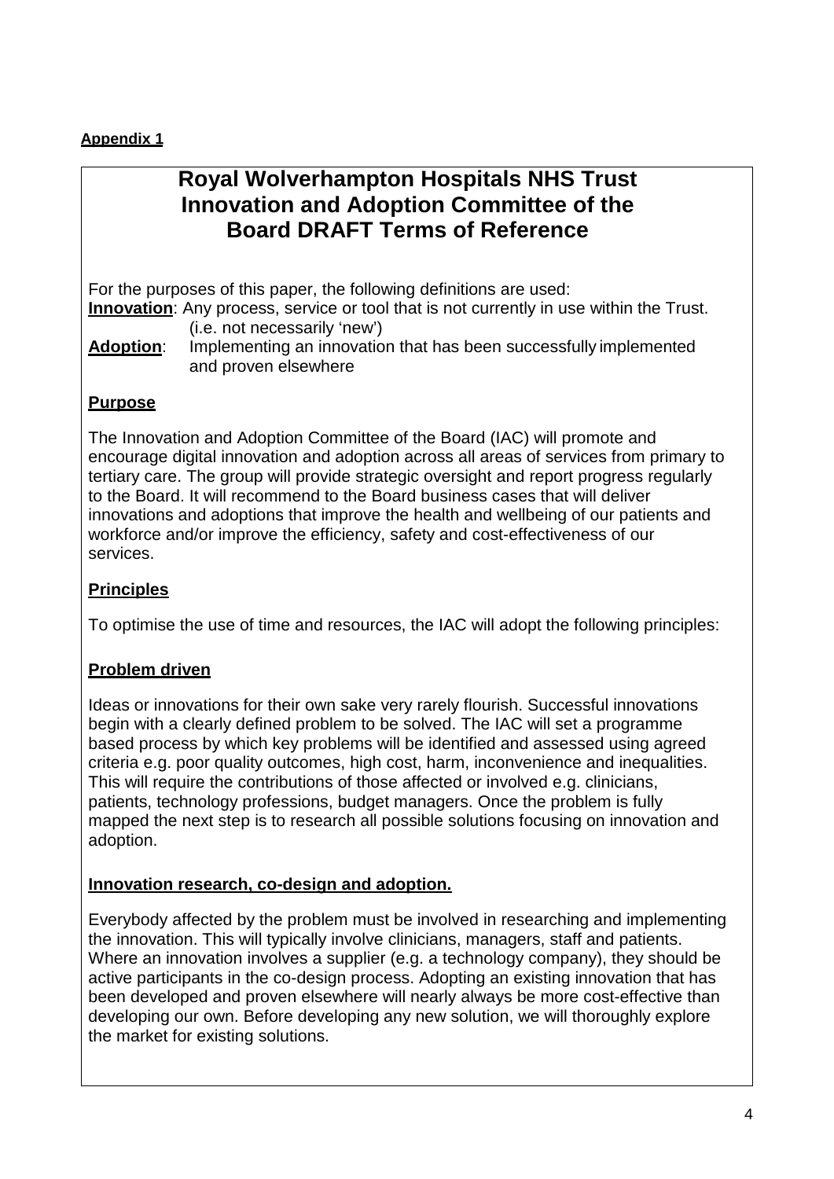**Appendix 1**

# Royal Wolverhampton Hospitals NHS Trust Innovation and Adoption Committee of the Board DRAFT Terms of Reference

For the purposes of this paper, the following definitions are used:

**Innovation**: Any process, service or tool that is not currently in use within the Trust. (i.e. not necessarily 'new')

**Adoption**: Implementing an innovation that has been successfully implemented and proven elsewhere

## Purpose

The Innovation and Adoption Committee of the Board (IAC) will promote and encourage digital innovation and adoption across all areas of services from primary to tertiary care. The group will provide strategic oversight and report progress regularly to the Board. It will recommend to the Board business cases that will deliver innovations and adoptions that improve the health and wellbeing of our patients and workforce and/or improve the efficiency, safety and cost-effectiveness of our services.

## Principles

To optimise the use of time and resources, the IAC will adopt the following principles:

### Problem driven

Ideas or innovations for their own sake very rarely flourish. Successful innovations begin with a clearly defined problem to be solved. The IAC will set a programme based process by which key problems will be identified and assessed using agreed criteria e.g. poor quality outcomes, high cost, harm, inconvenience and inequalities. This will require the contributions of those affected or involved e.g. clinicians, patients, technology professions, budget managers. Once the problem is fully mapped the next step is to research all possible solutions focusing on innovation and adoption.

### Innovation research, co-design and adoption.

Everybody affected by the problem must be involved in researching and implementing the innovation. This will typically involve clinicians, managers, staff and patients. Where an innovation involves a supplier (e.g. a technology company), they should be active participants in the co-design process. Adopting an existing innovation that has been developed and proven elsewhere will nearly always be more cost-effective than developing our own. Before developing any new solution, we will thoroughly explore the market for existing solutions.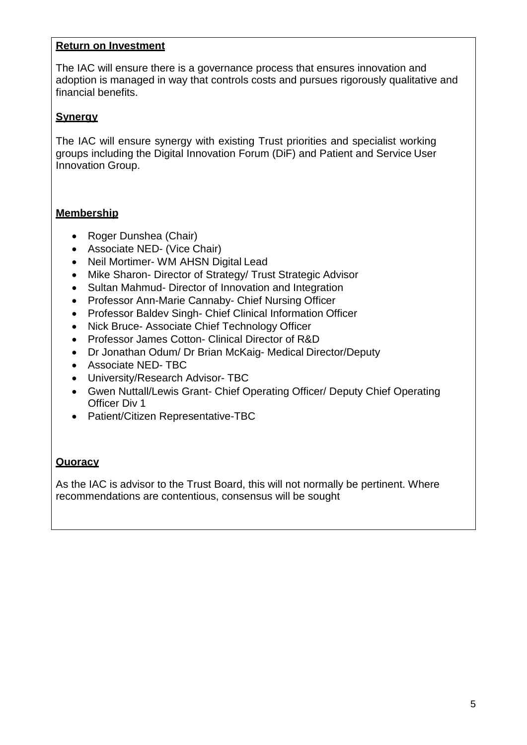**Return on Investment**

The IAC will ensure there is a governance process that ensures innovation and adoption is managed in way that controls costs and pursues rigorously qualitative and financial benefits.

**Synergy**

The IAC will ensure synergy with existing Trust priorities and specialist working groups including the Digital Innovation Forum (DiF) and Patient and Service User Innovation Group.

**Membership**

- Roger Dunshea (Chair)
- Associate NED- (Vice Chair)
- Neil Mortimer- WM AHSN Digital Lead
- Mike Sharon- Director of Strategy/ Trust Strategic Advisor
- Sultan Mahmud- Director of Innovation and Integration
- Professor Ann-Marie Cannaby- Chief Nursing Officer
- Professor Baldev Singh- Chief Clinical Information Officer
- Nick Bruce- Associate Chief Technology Officer
- Professor James Cotton- Clinical Director of R&D
- Dr Jonathan Odum/ Dr Brian McKaig- Medical Director/Deputy
- Associate NED- TBC
- University/Research Advisor- TBC
- Gwen Nuttall/Lewis Grant- Chief Operating Officer/ Deputy Chief Operating Officer Div 1
- Patient/Citizen Representative-TBC

**Quoracy**

As the IAC is advisor to the Trust Board, this will not normally be pertinent. Where recommendations are contentious, consensus will be sought